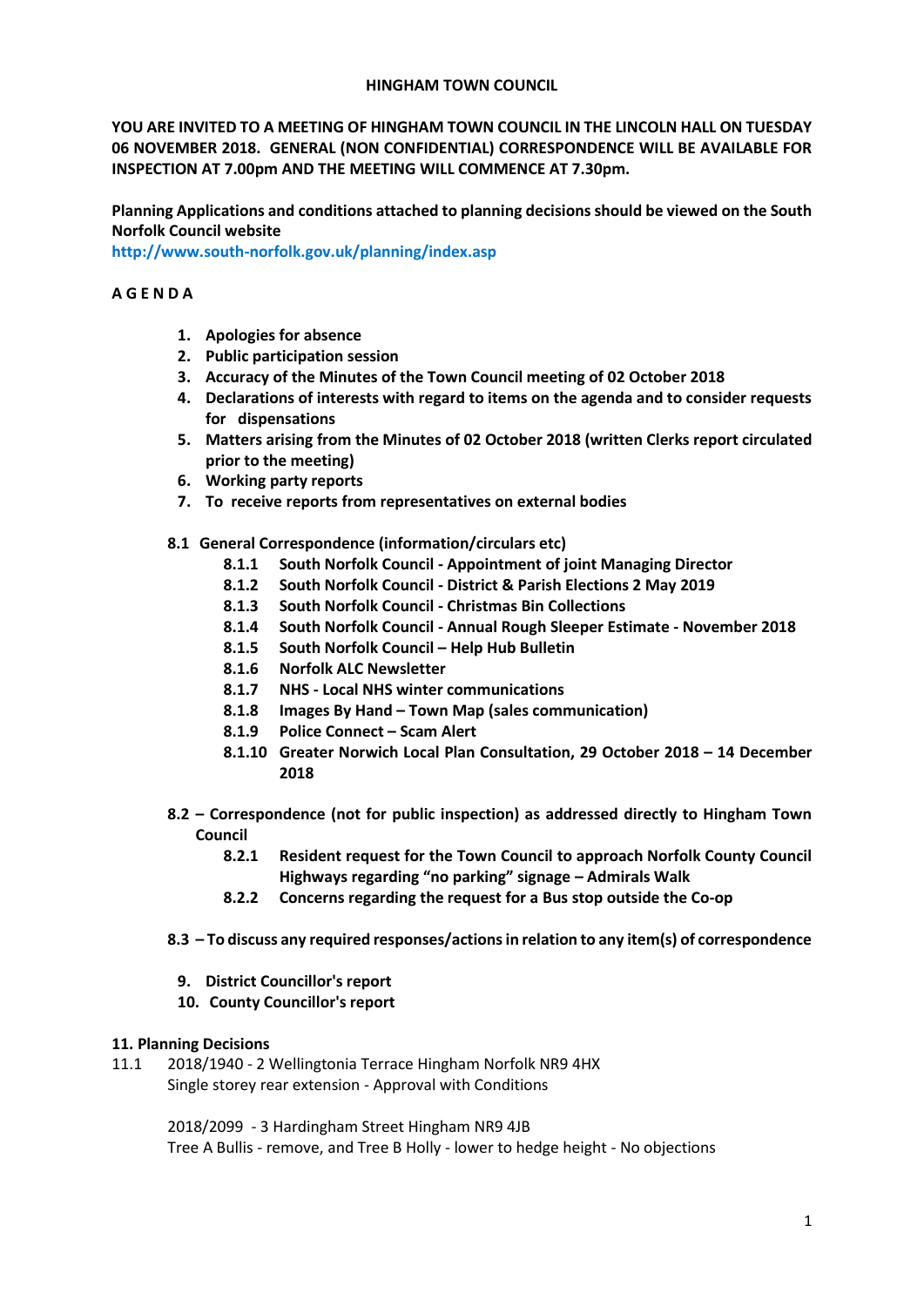**HINGHAM TOWN COUNCIL**

**YOU ARE INVITED TO A MEETING OF HINGHAM TOWN COUNCIL IN THE LINCOLN HALL ON TUESDAY 06 NOVEMBER 2018. GENERAL (NON CONFIDENTIAL) CORRESPONDENCE WILL BE AVAILABLE FOR INSPECTION AT 7.00pm AND THE MEETING WILL COMMENCE AT 7.30pm.**

**Planning Applications and conditions attached to planning decisions should be viewed on the South Norfolk Council website**
**http://www.south-norfolk.gov.uk/planning/index.asp**

**A G E N D A**

1. **Apologies for absence**
2. **Public participation session**
3. **Accuracy of the Minutes of the Town Council meeting of 02 October 2018**
4. **Declarations of interests with regard to items on the agenda and to consider requests for dispensations**
5. **Matters arising from the Minutes of 02 October 2018 (written Clerks report circulated prior to the meeting)**
6. **Working party reports**
7. **To receive reports from representatives on external bodies**

**8.1 General Correspondence (information/circulars etc)**

- **8.1.1 South Norfolk Council - Appointment of joint Managing Director**
- **8.1.2 South Norfolk Council - District & Parish Elections 2 May 2019**
- **8.1.3 South Norfolk Council - Christmas Bin Collections**
- **8.1.4 South Norfolk Council - Annual Rough Sleeper Estimate - November 2018**
- **8.1.5 South Norfolk Council – Help Hub Bulletin**
- **8.1.6 Norfolk ALC Newsletter**
- **8.1.7 NHS - Local NHS winter communications**
- **8.1.8 Images By Hand – Town Map (sales communication)**
- **8.1.9 Police Connect – Scam Alert**
- **8.1.10 Greater Norwich Local Plan Consultation, 29 October 2018 – 14 December 2018**

**8.2 – Correspondence (not for public inspection) as addressed directly to Hingham Town Council**

- **8.2.1 Resident request for the Town Council to approach Norfolk County Council Highways regarding "no parking" signage – Admirals Walk**
- **8.2.2 Concerns regarding the request for a Bus stop outside the Co-op**

**8.3 – To discuss any required responses/actions in relation to any item(s) of correspondence**

9. **District Councillor's report**
10. **County Councillor's report**

**11. Planning Decisions**

11.1 2018/1940 - 2 Wellingtonia Terrace Hingham Norfolk NR9 4HX
Single storey rear extension - Approval with Conditions

2018/2099 - 3 Hardingham Street Hingham NR9 4JB
Tree A Bullis - remove, and Tree B Holly - lower to hedge height - No objections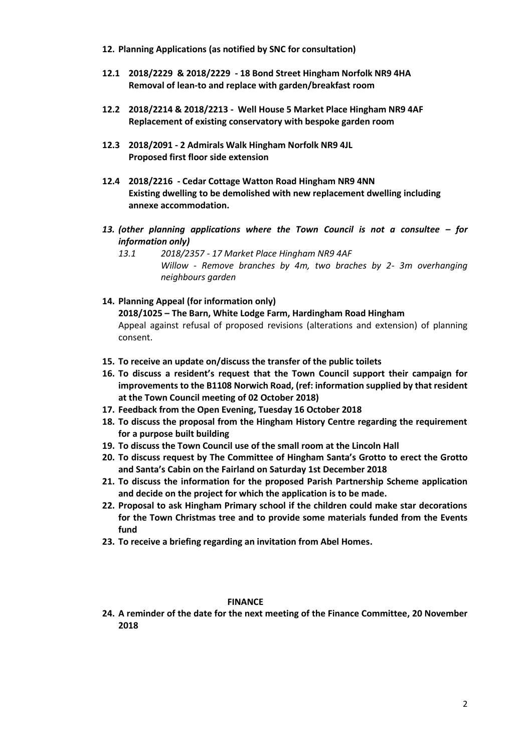**12. Planning Applications (as notified by SNC for consultation)**

**12.1 2018/2229 & 2018/2229 - 18 Bond Street Hingham Norfolk NR9 4HA**
**Removal of lean-to and replace with garden/breakfast room**

**12.2 2018/2214 & 2018/2213 - Well House 5 Market Place Hingham NR9 4AF**
**Replacement of existing conservatory with bespoke garden room**

**12.3 2018/2091 - 2 Admirals Walk Hingham Norfolk NR9 4JL**
**Proposed first floor side extension**

**12.4 2018/2216 - Cedar Cottage Watton Road Hingham NR9 4NN**
**Existing dwelling to be demolished with new replacement dwelling including annexe accommodation.**

***13. (other planning applications where the Town Council is not a consultee – for information only)***

*13.1 2018/2357 - 17 Market Place Hingham NR9 4AF*
*Willow - Remove branches by 4m, two braches by 2- 3m overhanging neighbours garden*

**14. Planning Appeal (for information only)**
**2018/1025 – The Barn, White Lodge Farm, Hardingham Road Hingham**
Appeal against refusal of proposed revisions (alterations and extension) of planning consent.

**15. To receive an update on/discuss the transfer of the public toilets**

**16. To discuss a resident's request that the Town Council support their campaign for improvements to the B1108 Norwich Road, (ref: information supplied by that resident at the Town Council meeting of 02 October 2018)**

**17. Feedback from the Open Evening, Tuesday 16 October 2018**

**18. To discuss the proposal from the Hingham History Centre regarding the requirement for a purpose built building**

**19. To discuss the Town Council use of the small room at the Lincoln Hall**

**20. To discuss request by The Committee of Hingham Santa's Grotto to erect the Grotto and Santa's Cabin on the Fairland on Saturday 1st December 2018**

**21. To discuss the information for the proposed Parish Partnership Scheme application and decide on the project for which the application is to be made.**

**22. Proposal to ask Hingham Primary school if the children could make star decorations for the Town Christmas tree and to provide some materials funded from the Events fund**

**23. To receive a briefing regarding an invitation from Abel Homes.**

**FINANCE**

**24. A reminder of the date for the next meeting of the Finance Committee, 20 November 2018**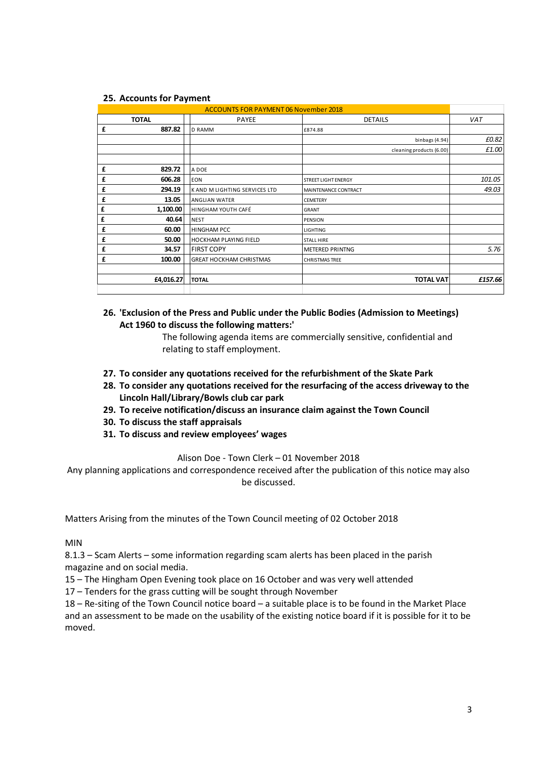## 25. Accounts for Payment

| ACCOUNTS FOR PAYMENT 06 November 2018 | | | | | |
|---|---|---|---|---|---|
| TOTAL | | PAYEE | DETAILS | VAT |
| £ | 887.82 | D RAMM | £874.88 | |
| | | | binbags (4.94) | £0.82 |
| | | | cleaning products (6.00) | £1.00 |
| | | | | |
| £ | 829.72 | A DOE | | |
| £ | 606.28 | EON | STREET LIGHT ENERGY | 101.05 |
| £ | 294.19 | K AND M LIGHTING SERVICES LTD | MAINTENANCE CONTRACT | 49.03 |
| £ | 13.05 | ANGLIAN WATER | CEMETERY | |
| £ | 1,100.00 | HINGHAM YOUTH CAFÉ | GRANT | |
| £ | 40.64 | NEST | PENSION | |
| £ | 60.00 | HINGHAM PCC | LIGHTING | |
| £ | 50.00 | HOCKHAM PLAYING FIELD | STALL HIRE | |
| £ | 34.57 | FIRST COPY | METERED PRINTNG | 5.76 |
| £ | 100.00 | GREAT HOCKHAM CHRISTMAS | CHRISTMAS TREE | |
| | | | | |
| | £4,016.27 | TOTAL | TOTAL VAT | £157.66 |

## 26. 'Exclusion of the Press and Public under the Public Bodies (Admission to Meetings) Act 1960 to discuss the following matters:'

The following agenda items are commercially sensitive, confidential and relating to staff employment.

## 27. To consider any quotations received for the refurbishment of the Skate Park

## 28. To consider any quotations received for the resurfacing of the access driveway to the Lincoln Hall/Library/Bowls club car park

## 29. To receive notification/discuss an insurance claim against the Town Council

## 30. To discuss the staff appraisals

## 31. To discuss and review employees' wages

Alison Doe - Town Clerk – 01 November 2018

Any planning applications and correspondence received after the publication of this notice may also be discussed.

Matters Arising from the minutes of the Town Council meeting of 02 October 2018

MIN

8.1.3 – Scam Alerts – some information regarding scam alerts has been placed in the parish magazine and on social media.

15 – The Hingham Open Evening took place on 16 October and was very well attended

17 – Tenders for the grass cutting will be sought through November

18 – Re-siting of the Town Council notice board – a suitable place is to be found in the Market Place and an assessment to be made on the usability of the existing notice board if it is possible for it to be moved.